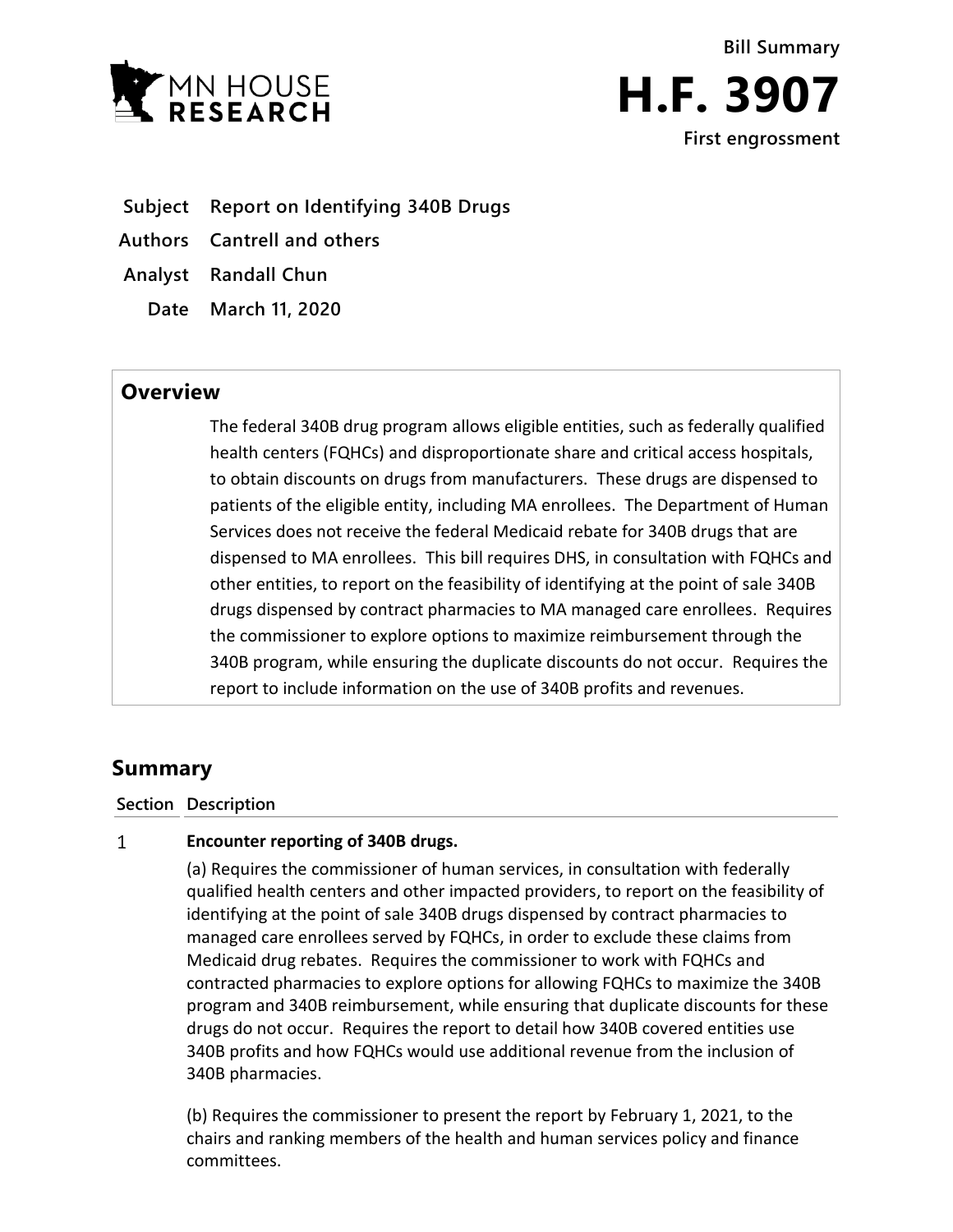MN HOUSE RESEARCH

**Bill Summary**

# H.F. 3907

**First engrossment**

| | |
|---|---|
| **Subject** | **Report on Identifying 340B Drugs** |
| **Authors** | **Cantrell and others** |
| **Analyst** | **Randall Chun** |
| **Date** | **March 11, 2020** |

## Overview

The federal 340B drug program allows eligible entities, such as federally qualified health centers (FQHCs) and disproportionate share and critical access hospitals, to obtain discounts on drugs from manufacturers. These drugs are dispensed to patients of the eligible entity, including MA enrollees. The Department of Human Services does not receive the federal Medicaid rebate for 340B drugs that are dispensed to MA enrollees. This bill requires DHS, in consultation with FQHCs and other entities, to report on the feasibility of identifying at the point of sale 340B drugs dispensed by contract pharmacies to MA managed care enrollees. Requires the commissioner to explore options to maximize reimbursement through the 340B program, while ensuring the duplicate discounts do not occur. Requires the report to include information on the use of 340B profits and revenues.

## Summary

| Section | Description |
|---|---|
| 1 | **Encounter reporting of 340B drugs.** (a) Requires the commissioner of human services, in consultation with federally qualified health centers and other impacted providers, to report on the feasibility of identifying at the point of sale 340B drugs dispensed by contract pharmacies to managed care enrollees served by FQHCs, in order to exclude these claims from Medicaid drug rebates. Requires the commissioner to work with FQHCs and contracted pharmacies to explore options for allowing FQHCs to maximize the 340B program and 340B reimbursement, while ensuring that duplicate discounts for these drugs do not occur. Requires the report to detail how 340B covered entities use 340B profits and how FQHCs would use additional revenue from the inclusion of 340B pharmacies. (b) Requires the commissioner to present the report by February 1, 2021, to the chairs and ranking members of the health and human services policy and finance committees. |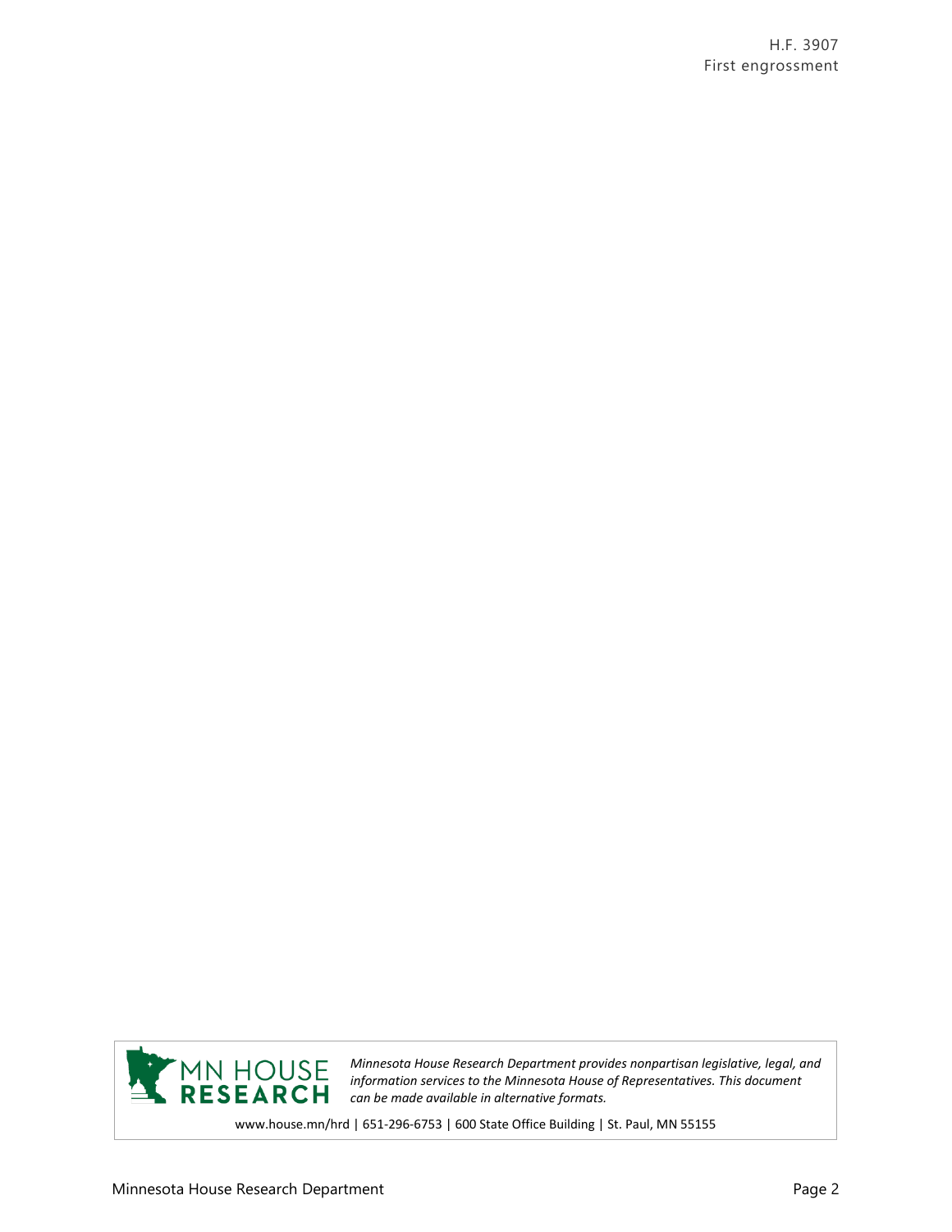Minnesota House Research Department provides nonpartisan legislative, legal, and information services to the Minnesota House of Representatives. This document can be made available in alternative formats.

www.house.mn/hrd | 651-296-6753 | 600 State Office Building | St. Paul, MN 55155